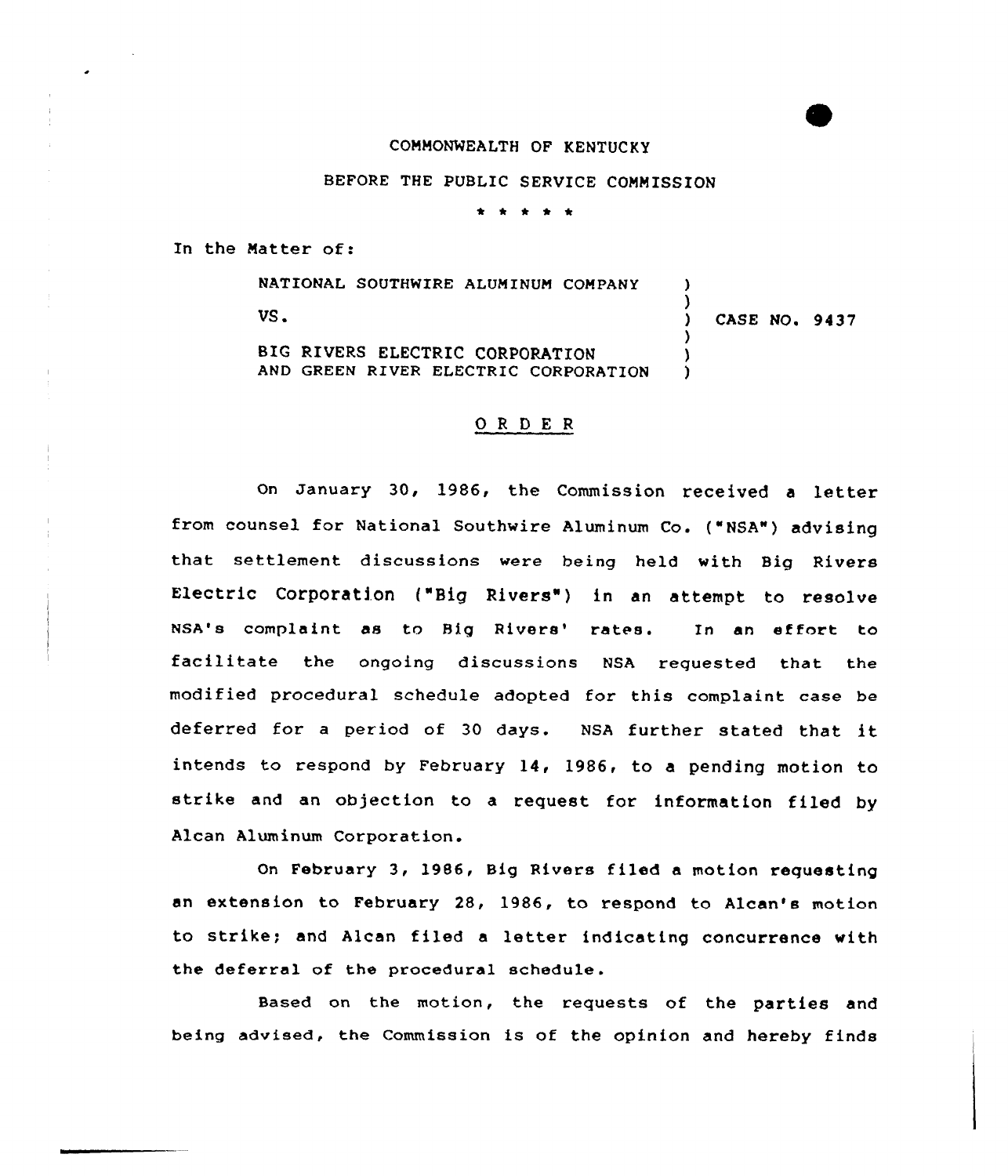COMMONWEALTH OF KENTUCKY

BEFORE THE PUBLIC SERVICE COMMISSION

\* \* \* \* \*

In the Matter of:

NATIONAL SOUTHWIRE ALUMINUM COMPANY

VS.

BIG RIVERS ELECTRIC CORPORATION AND GREEN RIVER ELECTRIC CORPORATION

CASE NO. 9437

## O R D E R

On January 30, 1986, the Commission received a letter from counsel for National Southwire Aluminum Co. ("NSA") advising that settlement discussions were being held with Big Rivers Electric Corporation ("Big Rivers") in an attempt to resolve NSA's complaint as to Big Rivers' rates. In an effort to facilitate the ongoing discussions NSA requested that the modified procedural schedule adopted for this complaint case be deferred for a period of 30 days. NSA further stated that it intends to respond by February 14, 1986, to a pending motion to strike and an objection to a request for information filed by Alcan Aluminum Corporation.

On February 3, 1986, Big Rivers filed a motion requesting an extension to February 28, 1986, to respond to Alcan's motion to strike; and Alcan filed a letter indicating concurrence with the deferral of the procedural schedule.

Based on the motion, the requests of the parties and being advised, the Commission is of the opinion and hereby finds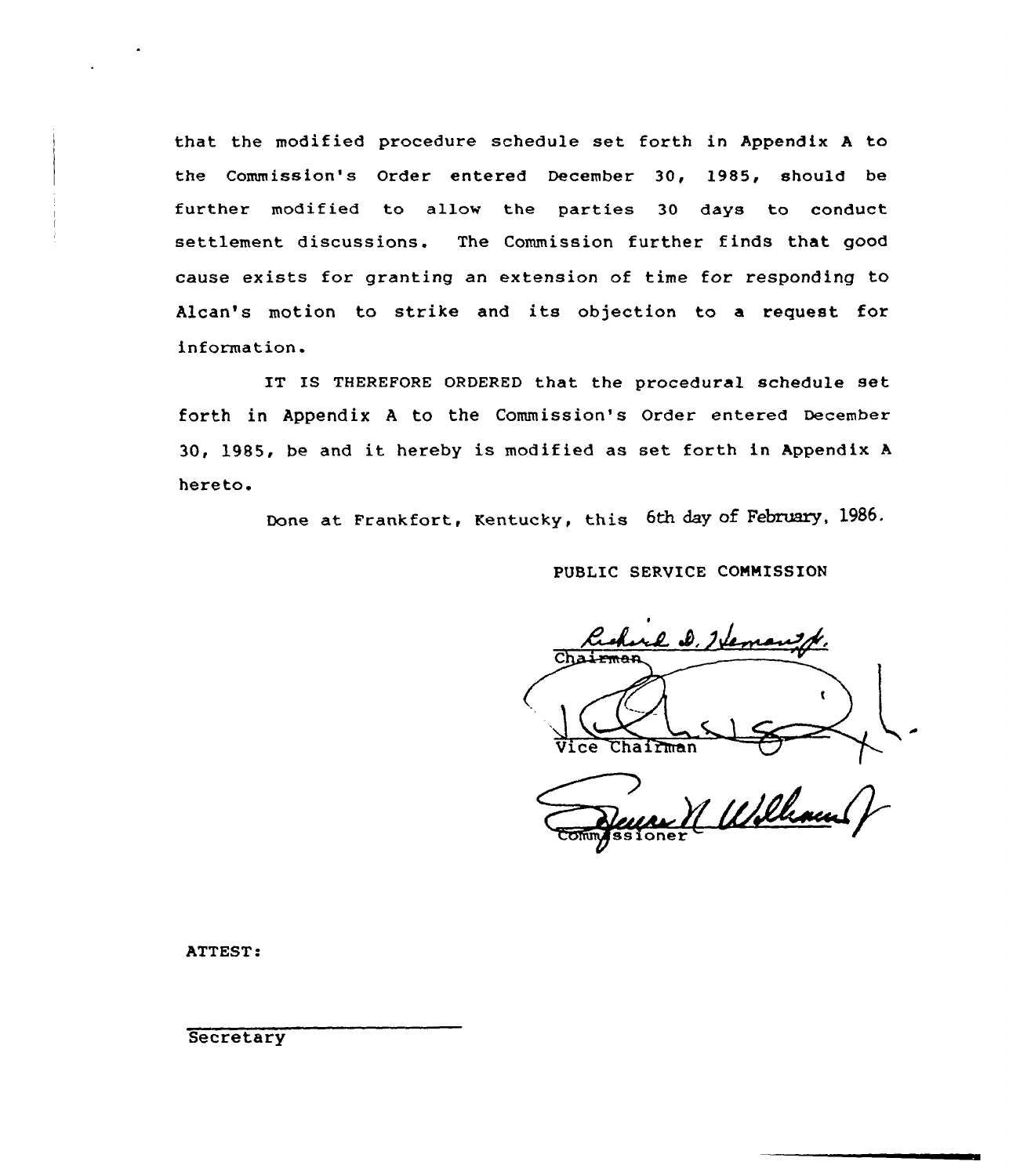that the modified procedure schedule set forth in Appendix A to the Commission's Order entered December 30, 1985, should be further modified to allow the parties 30 days to conduct settlement discussions. The Commission further finds that good cause exists for granting an extension of time for responding to Alcan's motion to strike and its objection to a request for information.

IT IS THEREFORE ORDERED that the procedural schedule set forth in Appendix A to the Commission's Order entered December 30, 1985, be and it hereby is modified as set forth in Appendix A hereto.

Done at Frankfort, Kentucky, this 6th day of February, 1986.

PUBLIC SERVICE COMMISSION

Richard D. Heman Jr.
Chairman

Vice Chairman

Commissioner

ATTEST:

Secretary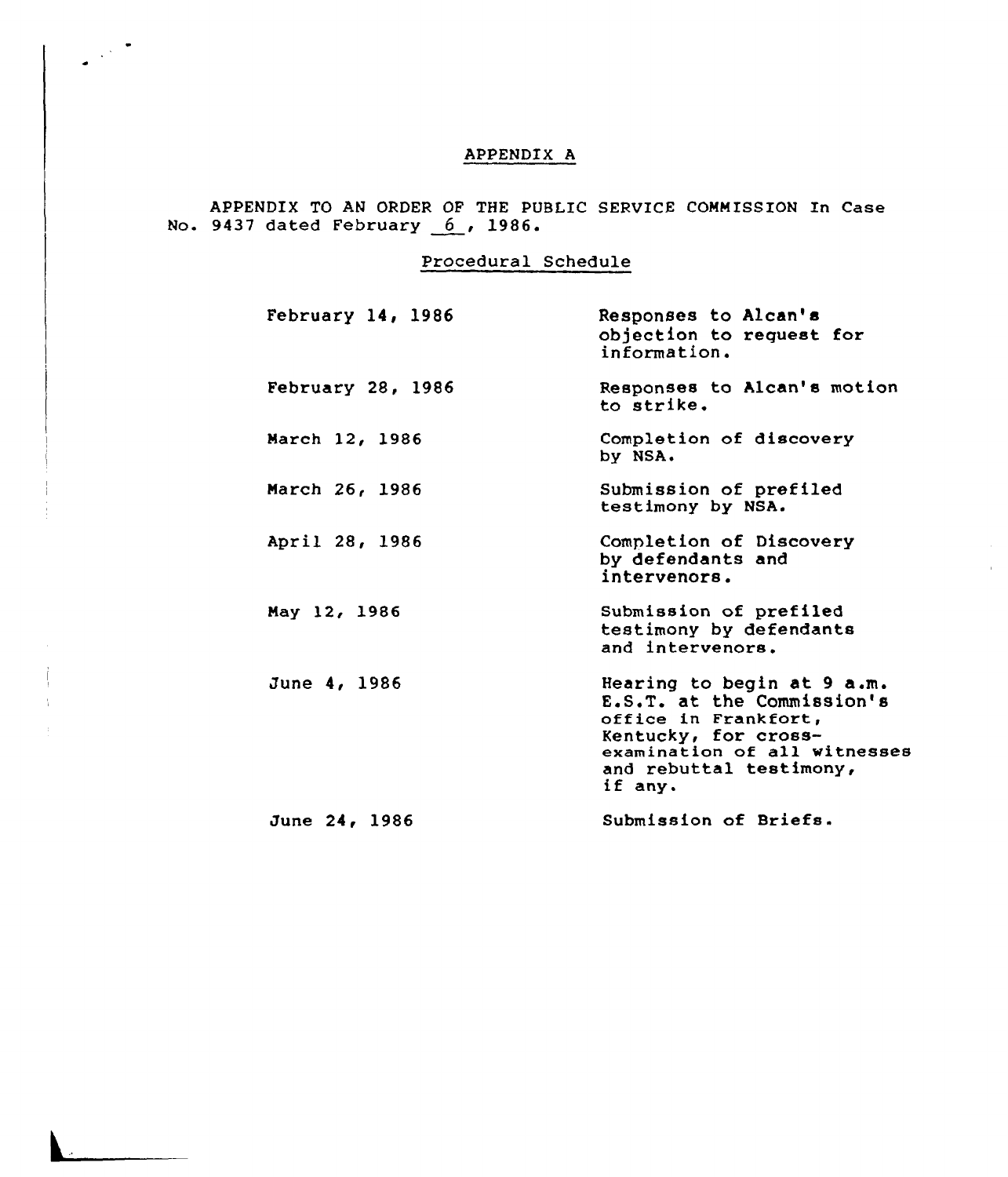# APPENDIX A

APPENDIX TO AN ORDER OF THE PUBLIC SERVICE COMMISSION In Case No. 9437 dated February 6, 1986.

## Procedural Schedule

| | |
|---|---|
| February 14, 1986 | Responses to Alcan's objection to request for information. |
| February 28, 1986 | Responses to Alcan's motion to strike. |
| March 12, 1986 | Completion of discovery by NSA. |
| March 26, 1986 | Submission of prefiled testimony by NSA. |
| April 28, 1986 | Completion of Discovery by defendants and intervenors. |
| May 12, 1986 | Submission of prefiled testimony by defendants and intervenors. |
| June 4, 1986 | Hearing to begin at 9 a.m. E.S.T. at the Commission's office in Frankfort, Kentucky, for cross-examination of all witnesses and rebuttal testimony, if any. |
| June 24, 1986 | Submission of Briefs. |